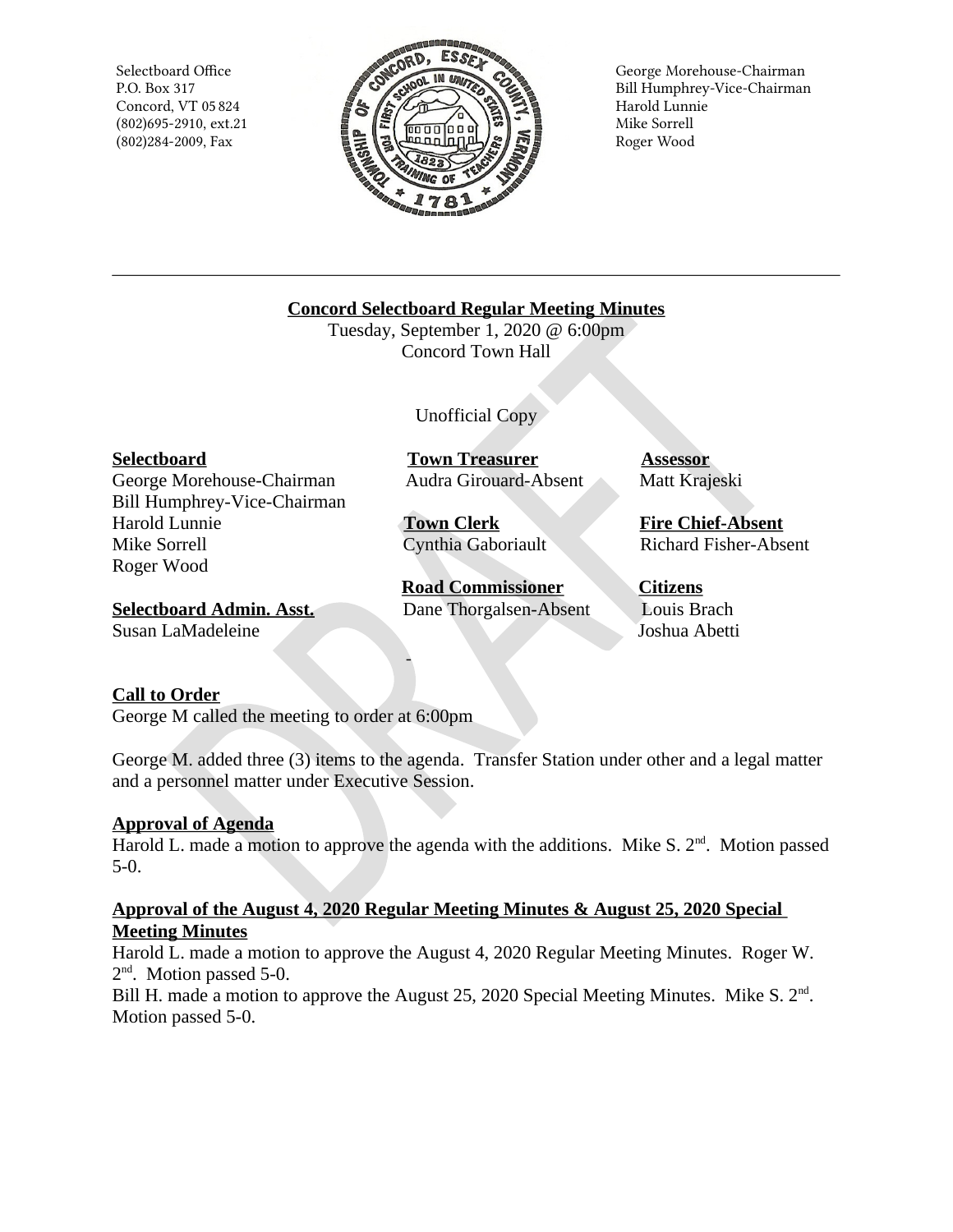Selectboard Office
P.O. Box 317
Concord, VT 05824
(802)695-2910, ext.21
(802)284-2009, Fax

George Morehouse-Chairman
Bill Humphrey-Vice-Chairman
Harold Lunnie
Mike Sorrell
Roger Wood

---

**Concord Selectboard Regular Meeting Minutes**
Tuesday, September 1, 2020 @ 6:00pm
Concord Town Hall

Unofficial Copy

**Selectboard**
George Morehouse-Chairman
Bill Humphrey-Vice-Chairman
Harold Lunnie
Mike Sorrell
Roger Wood

**Selectboard Admin. Asst.**
Susan LaMadeleine

**Town Treasurer**
Audra Girouard-Absent

**Town Clerk**
Cynthia Gaboriault

**Road Commissioner**
Dane Thorgalsen-Absent

**Assessor**
Matt Krajeski

**Fire Chief-Absent**
Richard Fisher-Absent

**Citizens**
Louis Brach
Joshua Abetti

**Call to Order**
George M called the meeting to order at 6:00pm

George M. added three (3) items to the agenda. Transfer Station under other and a legal matter and a personnel matter under Executive Session.

**Approval of Agenda**
Harold L. made a motion to approve the agenda with the additions. Mike S. 2nd. Motion passed 5-0.

**Approval of the August 4, 2020 Regular Meeting Minutes & August 25, 2020 Special Meeting Minutes**
Harold L. made a motion to approve the August 4, 2020 Regular Meeting Minutes. Roger W. 2nd. Motion passed 5-0.
Bill H. made a motion to approve the August 25, 2020 Special Meeting Minutes. Mike S. 2nd. Motion passed 5-0.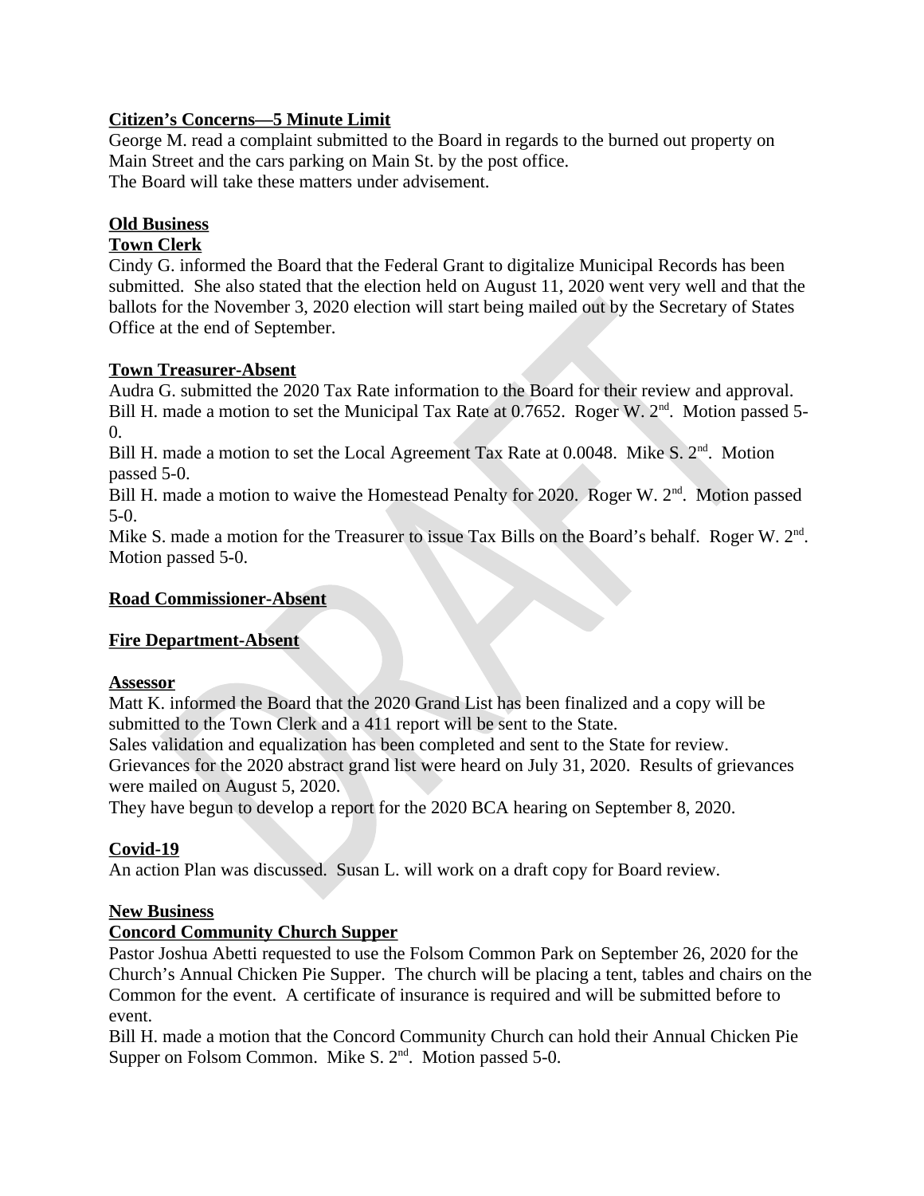**Citizen's Concerns—5 Minute Limit**

George M. read a complaint submitted to the Board in regards to the burned out property on Main Street and the cars parking on Main St. by the post office.
The Board will take these matters under advisement.

**Old Business**

**Town Clerk**

Cindy G. informed the Board that the Federal Grant to digitalize Municipal Records has been submitted. She also stated that the election held on August 11, 2020 went very well and that the ballots for the November 3, 2020 election will start being mailed out by the Secretary of States Office at the end of September.

**Town Treasurer-Absent**

Audra G. submitted the 2020 Tax Rate information to the Board for their review and approval.
Bill H. made a motion to set the Municipal Tax Rate at 0.7652. Roger W. 2nd. Motion passed 5-0.
Bill H. made a motion to set the Local Agreement Tax Rate at 0.0048. Mike S. 2nd. Motion passed 5-0.
Bill H. made a motion to waive the Homestead Penalty for 2020. Roger W. 2nd. Motion passed 5-0.
Mike S. made a motion for the Treasurer to issue Tax Bills on the Board's behalf. Roger W. 2nd. Motion passed 5-0.

**Road Commissioner-Absent**

**Fire Department-Absent**

**Assessor**

Matt K. informed the Board that the 2020 Grand List has been finalized and a copy will be submitted to the Town Clerk and a 411 report will be sent to the State.
Sales validation and equalization has been completed and sent to the State for review.
Grievances for the 2020 abstract grand list were heard on July 31, 2020. Results of grievances were mailed on August 5, 2020.
They have begun to develop a report for the 2020 BCA hearing on September 8, 2020.

**Covid-19**

An action Plan was discussed. Susan L. will work on a draft copy for Board review.

**New Business**

**Concord Community Church Supper**

Pastor Joshua Abetti requested to use the Folsom Common Park on September 26, 2020 for the Church's Annual Chicken Pie Supper. The church will be placing a tent, tables and chairs on the Common for the event. A certificate of insurance is required and will be submitted before to event.
Bill H. made a motion that the Concord Community Church can hold their Annual Chicken Pie Supper on Folsom Common. Mike S. 2nd. Motion passed 5-0.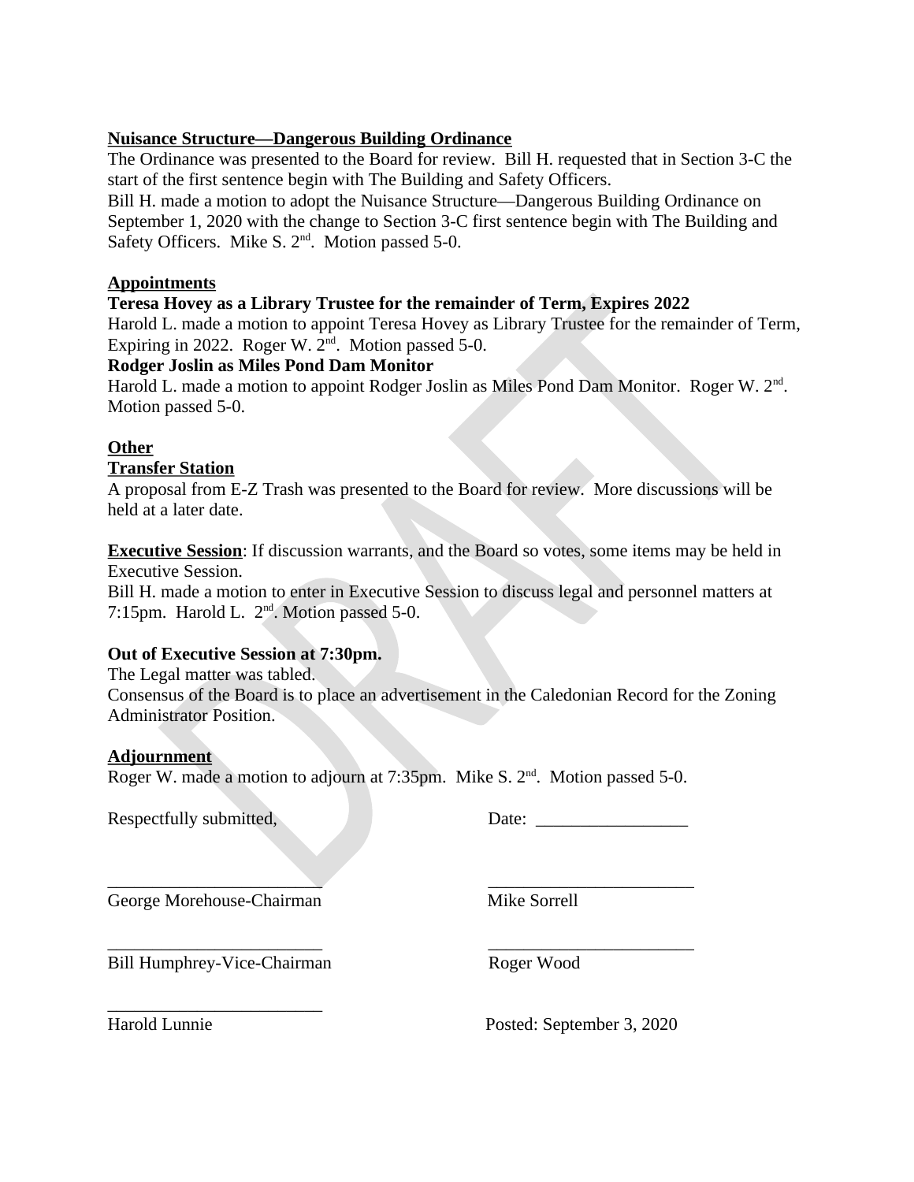**Nuisance Structure—Dangerous Building Ordinance**

The Ordinance was presented to the Board for review. Bill H. requested that in Section 3-C the start of the first sentence begin with The Building and Safety Officers.

Bill H. made a motion to adopt the Nuisance Structure—Dangerous Building Ordinance on September 1, 2020 with the change to Section 3-C first sentence begin with The Building and Safety Officers. Mike S. 2nd. Motion passed 5-0.

**Appointments**

**Teresa Hovey as a Library Trustee for the remainder of Term, Expires 2022**

Harold L. made a motion to appoint Teresa Hovey as Library Trustee for the remainder of Term, Expiring in 2022. Roger W. 2nd. Motion passed 5-0.

**Rodger Joslin as Miles Pond Dam Monitor**

Harold L. made a motion to appoint Rodger Joslin as Miles Pond Dam Monitor. Roger W. 2nd. Motion passed 5-0.

**Other**

**Transfer Station**

A proposal from E-Z Trash was presented to the Board for review. More discussions will be held at a later date.

**Executive Session**: If discussion warrants, and the Board so votes, some items may be held in Executive Session.

Bill H. made a motion to enter in Executive Session to discuss legal and personnel matters at 7:15pm. Harold L. 2nd. Motion passed 5-0.

**Out of Executive Session at 7:30pm.**

The Legal matter was tabled.

Consensus of the Board is to place an advertisement in the Caledonian Record for the Zoning Administrator Position.

**Adjournment**

Roger W. made a motion to adjourn at 7:35pm. Mike S. 2nd. Motion passed 5-0.

Respectfully submitted,

Date: _________________

________________________
George Morehouse-Chairman

________________________
Mike Sorrell

________________________
Bill Humphrey-Vice-Chairman

________________________
Roger Wood

________________________
Harold Lunnie

Posted: September 3, 2020